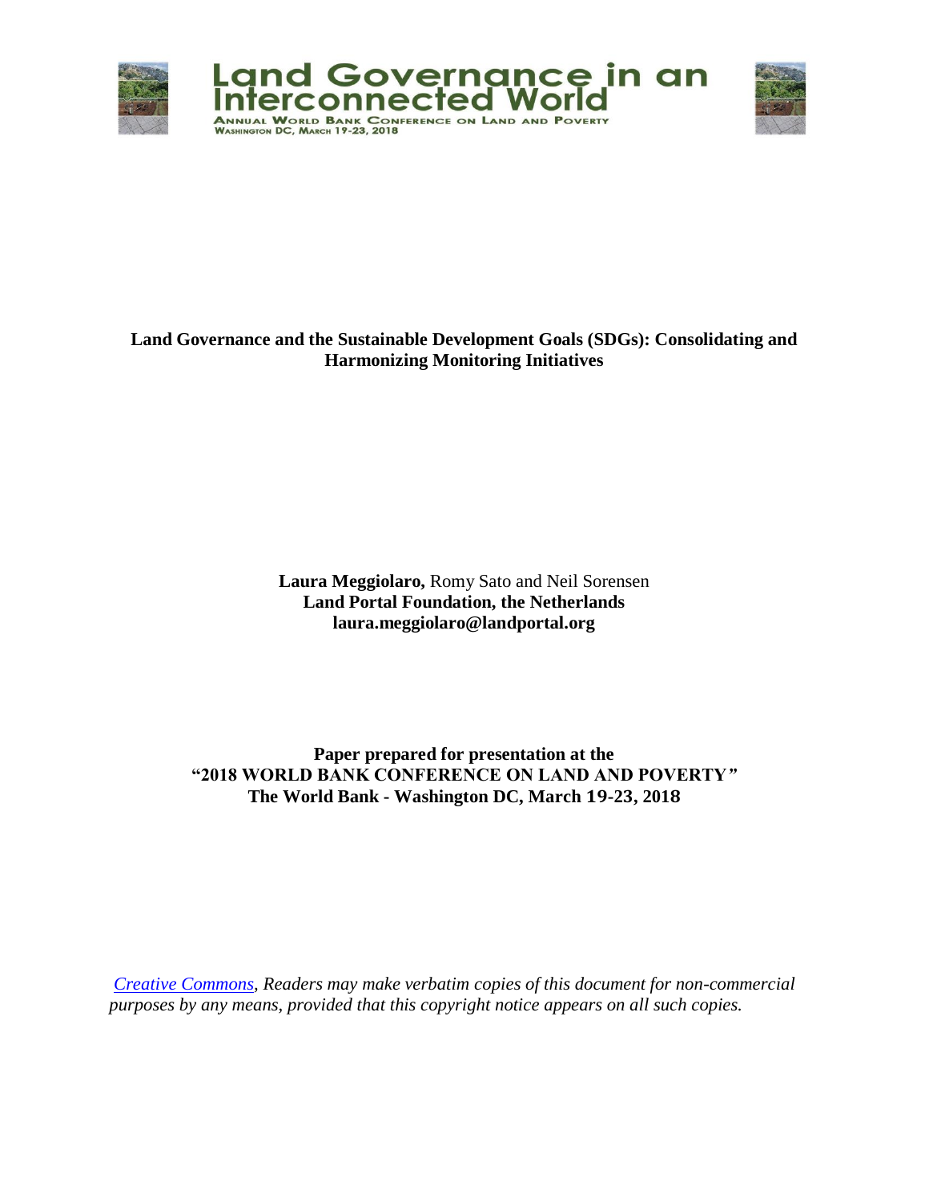**Land Governance in an Interconnected World**

ANNUAL WORLD BANK CONFERENCE ON LAND AND POVERTY
WASHINGTON DC, MARCH 19-23, 2018

# Land Governance and the Sustainable Development Goals (SDGs): Consolidating and Harmonizing Monitoring Initiatives

**Laura Meggiolaro,** Romy Sato and Neil Sorensen
**Land Portal Foundation, the Netherlands**
**laura.meggiolaro@landportal.org**

**Paper prepared for presentation at the**
**"2018 WORLD BANK CONFERENCE ON LAND AND POVERTY"**
**The World Bank - Washington DC, March 19-23, 2018**

*Creative Commons, Readers may make verbatim copies of this document for non-commercial purposes by any means, provided that this copyright notice appears on all such copies.*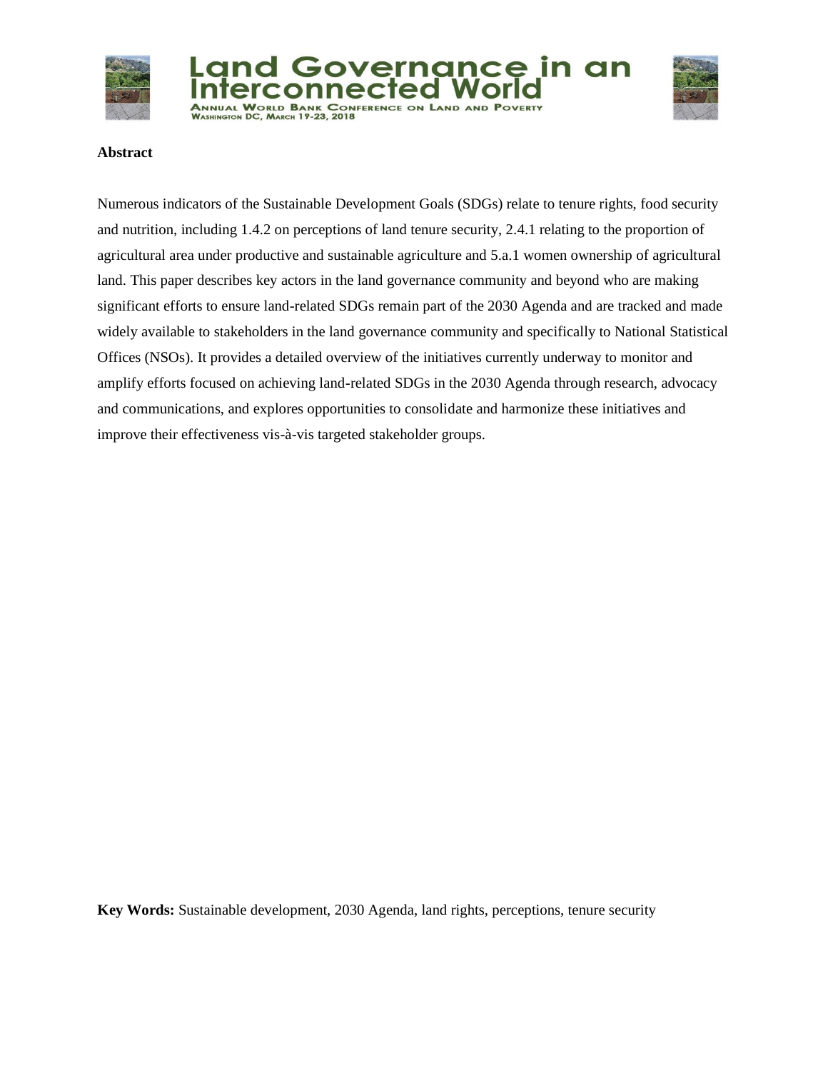**Abstract**

Numerous indicators of the Sustainable Development Goals (SDGs) relate to tenure rights, food security and nutrition, including 1.4.2 on perceptions of land tenure security, 2.4.1 relating to the proportion of agricultural area under productive and sustainable agriculture and 5.a.1 women ownership of agricultural land. This paper describes key actors in the land governance community and beyond who are making significant efforts to ensure land-related SDGs remain part of the 2030 Agenda and are tracked and made widely available to stakeholders in the land governance community and specifically to National Statistical Offices (NSOs). It provides a detailed overview of the initiatives currently underway to monitor and amplify efforts focused on achieving land-related SDGs in the 2030 Agenda through research, advocacy and communications, and explores opportunities to consolidate and harmonize these initiatives and improve their effectiveness vis-à-vis targeted stakeholder groups.

**Key Words:** Sustainable development, 2030 Agenda, land rights, perceptions, tenure security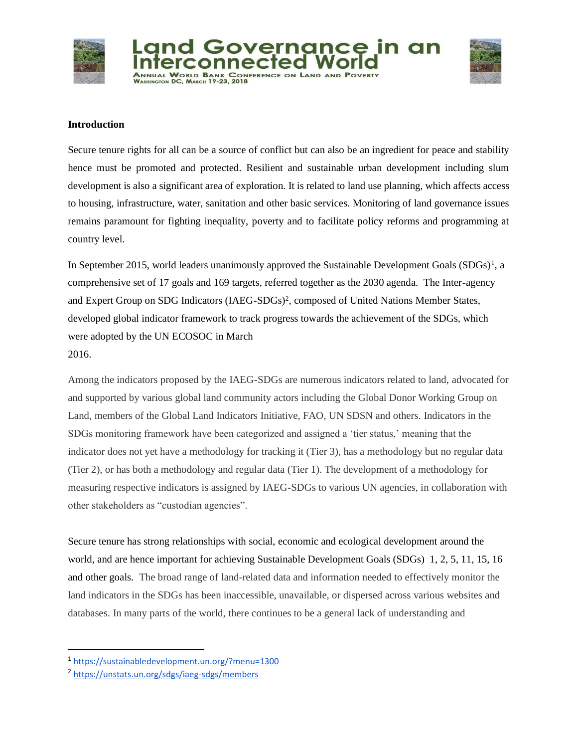## Introduction

Secure tenure rights for all can be a source of conflict but can also be an ingredient for peace and stability hence must be promoted and protected. Resilient and sustainable urban development including slum development is also a significant area of exploration. It is related to land use planning, which affects access to housing, infrastructure, water, sanitation and other basic services. Monitoring of land governance issues remains paramount for fighting inequality, poverty and to facilitate policy reforms and programming at country level.

In September 2015, world leaders unanimously approved the Sustainable Development Goals (SDGs)[1], a comprehensive set of 17 goals and 169 targets, referred together as the 2030 agenda. The Inter-agency and Expert Group on SDG Indicators (IAEG-SDGs)[2], composed of United Nations Member States, developed global indicator framework to track progress towards the achievement of the SDGs, which were adopted by the UN ECOSOC in March 2016.

Among the indicators proposed by the IAEG-SDGs are numerous indicators related to land, advocated for and supported by various global land community actors including the Global Donor Working Group on Land, members of the Global Land Indicators Initiative, FAO, UN SDSN and others. Indicators in the SDGs monitoring framework have been categorized and assigned a 'tier status,' meaning that the indicator does not yet have a methodology for tracking it (Tier 3), has a methodology but no regular data (Tier 2), or has both a methodology and regular data (Tier 1). The development of a methodology for measuring respective indicators is assigned by IAEG-SDGs to various UN agencies, in collaboration with other stakeholders as "custodian agencies".

Secure tenure has strong relationships with social, economic and ecological development around the world, and are hence important for achieving Sustainable Development Goals (SDGs) 1, 2, 5, 11, 15, 16 and other goals. The broad range of land-related data and information needed to effectively monitor the land indicators in the SDGs has been inaccessible, unavailable, or dispersed across various websites and databases. In many parts of the world, there continues to be a general lack of understanding and

---

[1] https://sustainabledevelopment.un.org/?menu=1300

[2] https://unstats.un.org/sdgs/iaeg-sdgs/members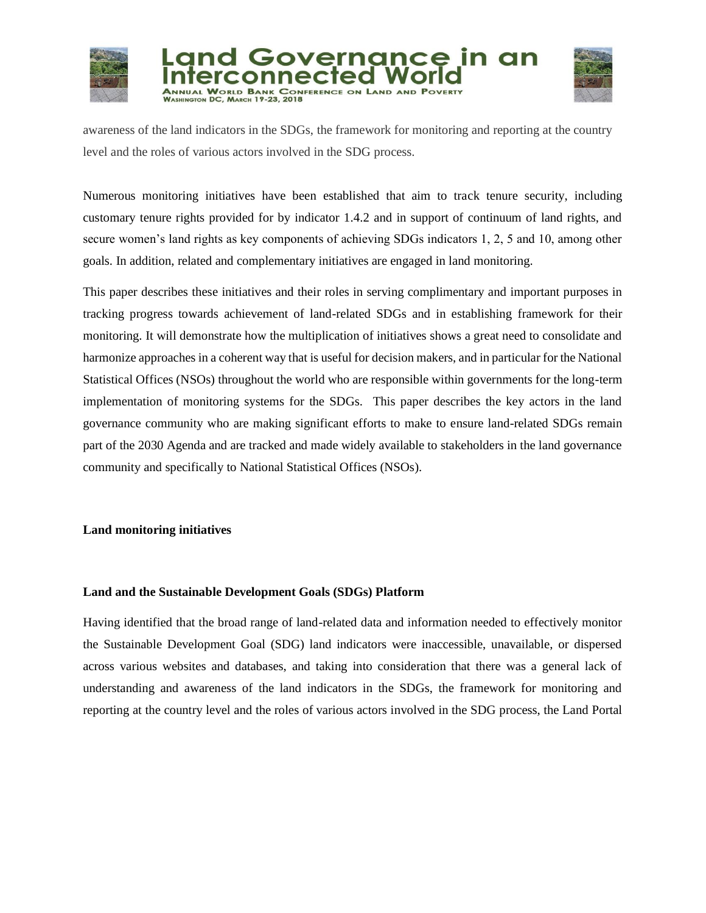awareness of the land indicators in the SDGs, the framework for monitoring and reporting at the country level and the roles of various actors involved in the SDG process.

Numerous monitoring initiatives have been established that aim to track tenure security, including customary tenure rights provided for by indicator 1.4.2 and in support of continuum of land rights, and secure women's land rights as key components of achieving SDGs indicators 1, 2, 5 and 10, among other goals. In addition, related and complementary initiatives are engaged in land monitoring.

This paper describes these initiatives and their roles in serving complimentary and important purposes in tracking progress towards achievement of land-related SDGs and in establishing framework for their monitoring. It will demonstrate how the multiplication of initiatives shows a great need to consolidate and harmonize approaches in a coherent way that is useful for decision makers, and in particular for the National Statistical Offices (NSOs) throughout the world who are responsible within governments for the long-term implementation of monitoring systems for the SDGs. This paper describes the key actors in the land governance community who are making significant efforts to make to ensure land-related SDGs remain part of the 2030 Agenda and are tracked and made widely available to stakeholders in the land governance community and specifically to National Statistical Offices (NSOs).

**Land monitoring initiatives**

**Land and the Sustainable Development Goals (SDGs) Platform**

Having identified that the broad range of land-related data and information needed to effectively monitor the Sustainable Development Goal (SDG) land indicators were inaccessible, unavailable, or dispersed across various websites and databases, and taking into consideration that there was a general lack of understanding and awareness of the land indicators in the SDGs, the framework for monitoring and reporting at the country level and the roles of various actors involved in the SDG process, the Land Portal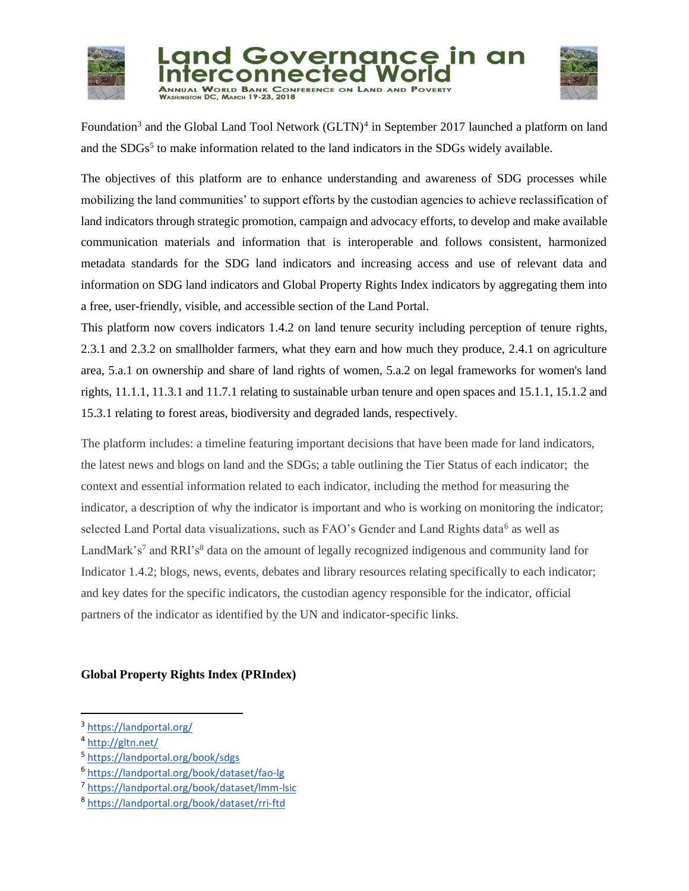Foundation[3] and the Global Land Tool Network (GLTN)[4] in September 2017 launched a platform on land and the SDGs[5] to make information related to the land indicators in the SDGs widely available.

The objectives of this platform are to enhance understanding and awareness of SDG processes while mobilizing the land communities' to support efforts by the custodian agencies to achieve reclassification of land indicators through strategic promotion, campaign and advocacy efforts, to develop and make available communication materials and information that is interoperable and follows consistent, harmonized metadata standards for the SDG land indicators and increasing access and use of relevant data and information on SDG land indicators and Global Property Rights Index indicators by aggregating them into a free, user-friendly, visible, and accessible section of the Land Portal.

This platform now covers indicators 1.4.2 on land tenure security including perception of tenure rights, 2.3.1 and 2.3.2 on smallholder farmers, what they earn and how much they produce, 2.4.1 on agriculture area, 5.a.1 on ownership and share of land rights of women, 5.a.2 on legal frameworks for women's land rights, 11.1.1, 11.3.1 and 11.7.1 relating to sustainable urban tenure and open spaces and 15.1.1, 15.1.2 and 15.3.1 relating to forest areas, biodiversity and degraded lands, respectively.

The platform includes: a timeline featuring important decisions that have been made for land indicators, the latest news and blogs on land and the SDGs; a table outlining the Tier Status of each indicator; the context and essential information related to each indicator, including the method for measuring the indicator, a description of why the indicator is important and who is working on monitoring the indicator; selected Land Portal data visualizations, such as FAO's Gender and Land Rights data[6] as well as LandMark's[7] and RRI's[8] data on the amount of legally recognized indigenous and community land for Indicator 1.4.2; blogs, news, events, debates and library resources relating specifically to each indicator; and key dates for the specific indicators, the custodian agency responsible for the indicator, official partners of the indicator as identified by the UN and indicator-specific links.

**Global Property Rights Index (PRIndex)**

---

[3] https://landportal.org/

[4] http://gltn.net/

[5] https://landportal.org/book/sdgs

[6] https://landportal.org/book/dataset/fao-lg

[7] https://landportal.org/book/dataset/lmm-lsic

[8] https://landportal.org/book/dataset/rri-ftd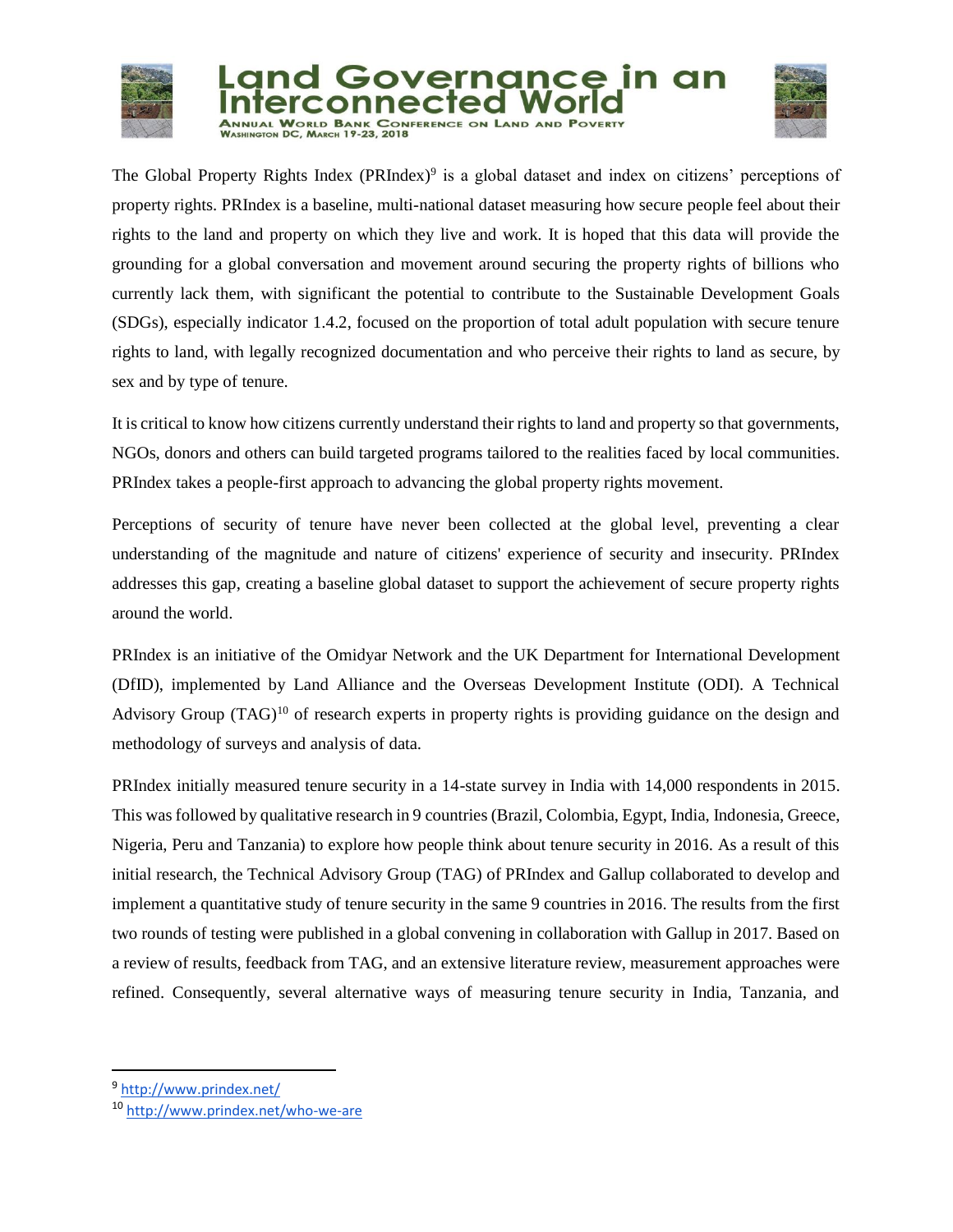The Global Property Rights Index (PRIndex)[9] is a global dataset and index on citizens' perceptions of property rights. PRIndex is a baseline, multi-national dataset measuring how secure people feel about their rights to the land and property on which they live and work. It is hoped that this data will provide the grounding for a global conversation and movement around securing the property rights of billions who currently lack them, with significant the potential to contribute to the Sustainable Development Goals (SDGs), especially indicator 1.4.2, focused on the proportion of total adult population with secure tenure rights to land, with legally recognized documentation and who perceive their rights to land as secure, by sex and by type of tenure.

It is critical to know how citizens currently understand their rights to land and property so that governments, NGOs, donors and others can build targeted programs tailored to the realities faced by local communities. PRIndex takes a people-first approach to advancing the global property rights movement.

Perceptions of security of tenure have never been collected at the global level, preventing a clear understanding of the magnitude and nature of citizens' experience of security and insecurity. PRIndex addresses this gap, creating a baseline global dataset to support the achievement of secure property rights around the world.

PRIndex is an initiative of the Omidyar Network and the UK Department for International Development (DfID), implemented by Land Alliance and the Overseas Development Institute (ODI). A Technical Advisory Group (TAG)[10] of research experts in property rights is providing guidance on the design and methodology of surveys and analysis of data.

PRIndex initially measured tenure security in a 14-state survey in India with 14,000 respondents in 2015. This was followed by qualitative research in 9 countries (Brazil, Colombia, Egypt, India, Indonesia, Greece, Nigeria, Peru and Tanzania) to explore how people think about tenure security in 2016. As a result of this initial research, the Technical Advisory Group (TAG) of PRIndex and Gallup collaborated to develop and implement a quantitative study of tenure security in the same 9 countries in 2016. The results from the first two rounds of testing were published in a global convening in collaboration with Gallup in 2017. Based on a review of results, feedback from TAG, and an extensive literature review, measurement approaches were refined. Consequently, several alternative ways of measuring tenure security in India, Tanzania, and

---

[9] http://www.prindex.net/

[10] http://www.prindex.net/who-we-are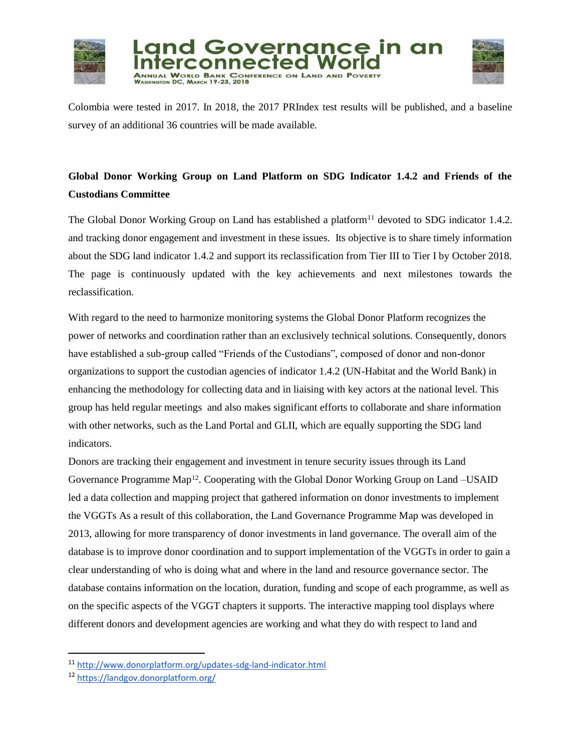Colombia were tested in 2017. In 2018, the 2017 PRIndex test results will be published, and a baseline survey of an additional 36 countries will be made available.

**Global Donor Working Group on Land Platform on SDG Indicator 1.4.2 and Friends of the Custodians Committee**

The Global Donor Working Group on Land has established a platform[11] devoted to SDG indicator 1.4.2. and tracking donor engagement and investment in these issues. Its objective is to share timely information about the SDG land indicator 1.4.2 and support its reclassification from Tier III to Tier I by October 2018. The page is continuously updated with the key achievements and next milestones towards the reclassification.

With regard to the need to harmonize monitoring systems the Global Donor Platform recognizes the power of networks and coordination rather than an exclusively technical solutions. Consequently, donors have established a sub-group called "Friends of the Custodians", composed of donor and non-donor organizations to support the custodian agencies of indicator 1.4.2 (UN-Habitat and the World Bank) in enhancing the methodology for collecting data and in liaising with key actors at the national level. This group has held regular meetings and also makes significant efforts to collaborate and share information with other networks, such as the Land Portal and GLII, which are equally supporting the SDG land indicators.

Donors are tracking their engagement and investment in tenure security issues through its Land Governance Programme Map[12]. Cooperating with the Global Donor Working Group on Land –USAID led a data collection and mapping project that gathered information on donor investments to implement the VGGTs As a result of this collaboration, the Land Governance Programme Map was developed in 2013, allowing for more transparency of donor investments in land governance. The overall aim of the database is to improve donor coordination and to support implementation of the VGGTs in order to gain a clear understanding of who is doing what and where in the land and resource governance sector. The database contains information on the location, duration, funding and scope of each programme, as well as on the specific aspects of the VGGT chapters it supports. The interactive mapping tool displays where different donors and development agencies are working and what they do with respect to land and

---

[11] http://www.donorplatform.org/updates-sdg-land-indicator.html

[12] https://landgov.donorplatform.org/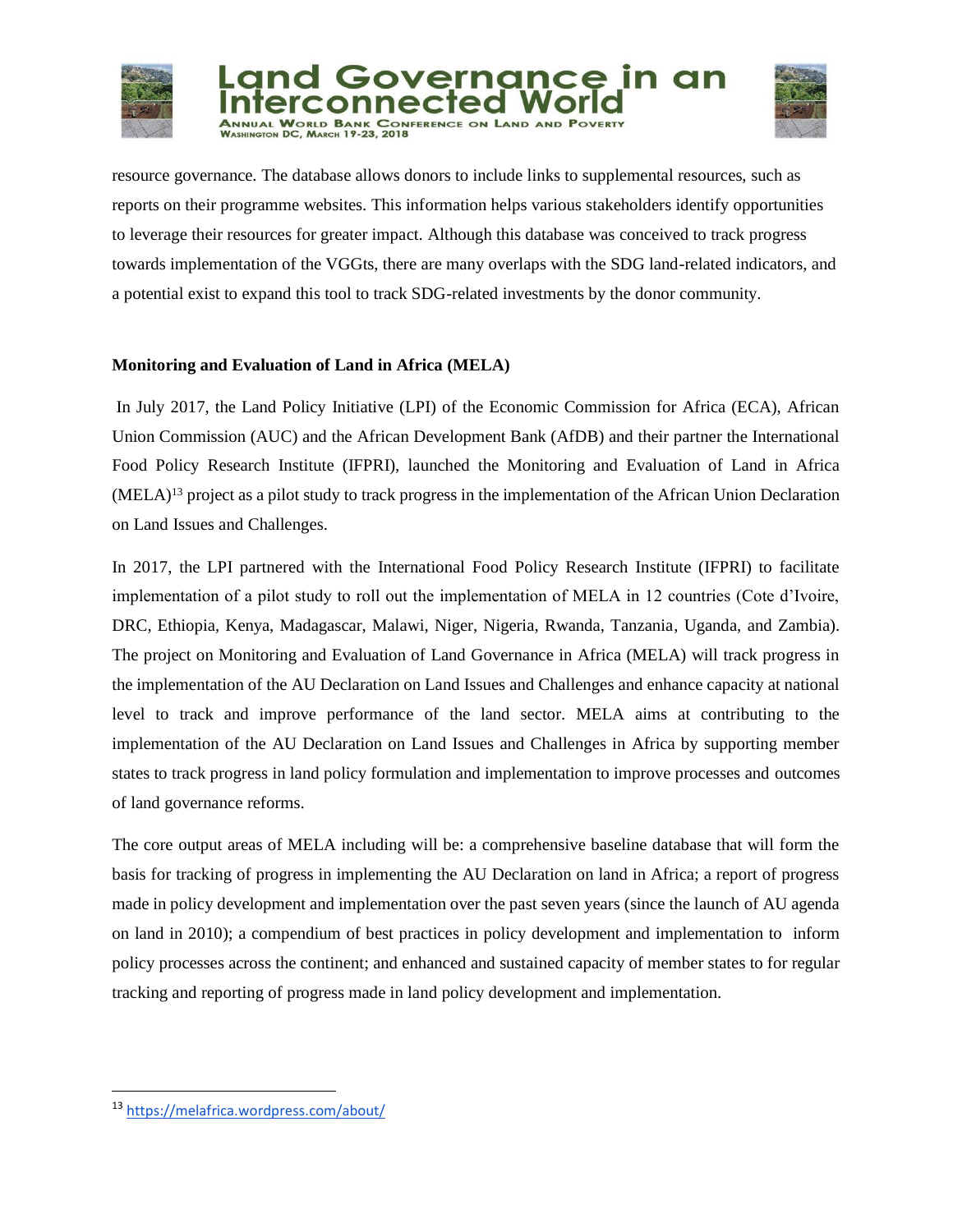resource governance. The database allows donors to include links to supplemental resources, such as reports on their programme websites. This information helps various stakeholders identify opportunities to leverage their resources for greater impact. Although this database was conceived to track progress towards implementation of the VGGts, there are many overlaps with the SDG land-related indicators, and a potential exist to expand this tool to track SDG-related investments by the donor community.

**Monitoring and Evaluation of Land in Africa (MELA)**

In July 2017, the Land Policy Initiative (LPI) of the Economic Commission for Africa (ECA), African Union Commission (AUC) and the African Development Bank (AfDB) and their partner the International Food Policy Research Institute (IFPRI), launched the Monitoring and Evaluation of Land in Africa (MELA)[13] project as a pilot study to track progress in the implementation of the African Union Declaration on Land Issues and Challenges.

In 2017, the LPI partnered with the International Food Policy Research Institute (IFPRI) to facilitate implementation of a pilot study to roll out the implementation of MELA in 12 countries (Cote d'Ivoire, DRC, Ethiopia, Kenya, Madagascar, Malawi, Niger, Nigeria, Rwanda, Tanzania, Uganda, and Zambia). The project on Monitoring and Evaluation of Land Governance in Africa (MELA) will track progress in the implementation of the AU Declaration on Land Issues and Challenges and enhance capacity at national level to track and improve performance of the land sector. MELA aims at contributing to the implementation of the AU Declaration on Land Issues and Challenges in Africa by supporting member states to track progress in land policy formulation and implementation to improve processes and outcomes of land governance reforms.

The core output areas of MELA including will be: a comprehensive baseline database that will form the basis for tracking of progress in implementing the AU Declaration on land in Africa; a report of progress made in policy development and implementation over the past seven years (since the launch of AU agenda on land in 2010); a compendium of best practices in policy development and implementation to inform policy processes across the continent; and enhanced and sustained capacity of member states to for regular tracking and reporting of progress made in land policy development and implementation.

---

[13] https://melafrica.wordpress.com/about/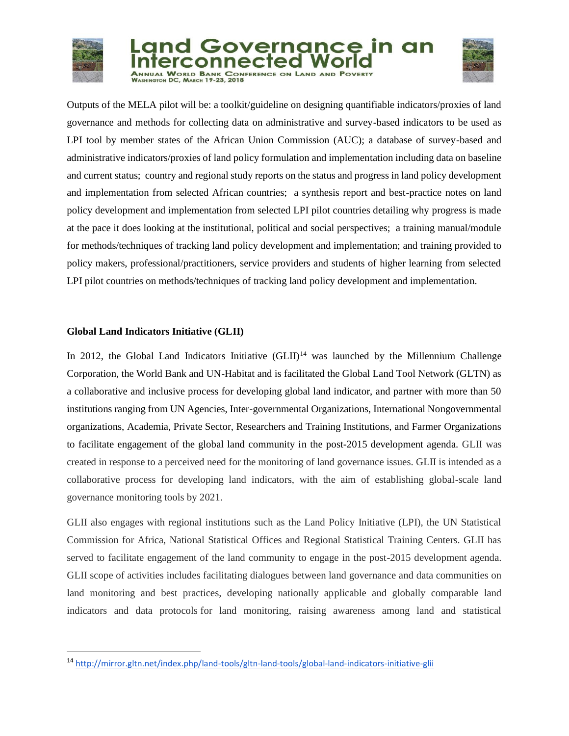Outputs of the MELA pilot will be: a toolkit/guideline on designing quantifiable indicators/proxies of land governance and methods for collecting data on administrative and survey-based indicators to be used as LPI tool by member states of the African Union Commission (AUC); a database of survey-based and administrative indicators/proxies of land policy formulation and implementation including data on baseline and current status; country and regional study reports on the status and progress in land policy development and implementation from selected African countries; a synthesis report and best-practice notes on land policy development and implementation from selected LPI pilot countries detailing why progress is made at the pace it does looking at the institutional, political and social perspectives; a training manual/module for methods/techniques of tracking land policy development and implementation; and training provided to policy makers, professional/practitioners, service providers and students of higher learning from selected LPI pilot countries on methods/techniques of tracking land policy development and implementation.

**Global Land Indicators Initiative (GLII)**

In 2012, the Global Land Indicators Initiative (GLII)[14] was launched by the Millennium Challenge Corporation, the World Bank and UN-Habitat and is facilitated the Global Land Tool Network (GLTN) as a collaborative and inclusive process for developing global land indicator, and partner with more than 50 institutions ranging from UN Agencies, Inter-governmental Organizations, International Nongovernmental organizations, Academia, Private Sector, Researchers and Training Institutions, and Farmer Organizations to facilitate engagement of the global land community in the post-2015 development agenda. GLII was created in response to a perceived need for the monitoring of land governance issues. GLII is intended as a collaborative process for developing land indicators, with the aim of establishing global-scale land governance monitoring tools by 2021.

GLII also engages with regional institutions such as the Land Policy Initiative (LPI), the UN Statistical Commission for Africa, National Statistical Offices and Regional Statistical Training Centers. GLII has served to facilitate engagement of the land community to engage in the post-2015 development agenda. GLII scope of activities includes facilitating dialogues between land governance and data communities on land monitoring and best practices, developing nationally applicable and globally comparable land indicators and data protocols for land monitoring, raising awareness among land and statistical

[14] http://mirror.gltn.net/index.php/land-tools/gltn-land-tools/global-land-indicators-initiative-glii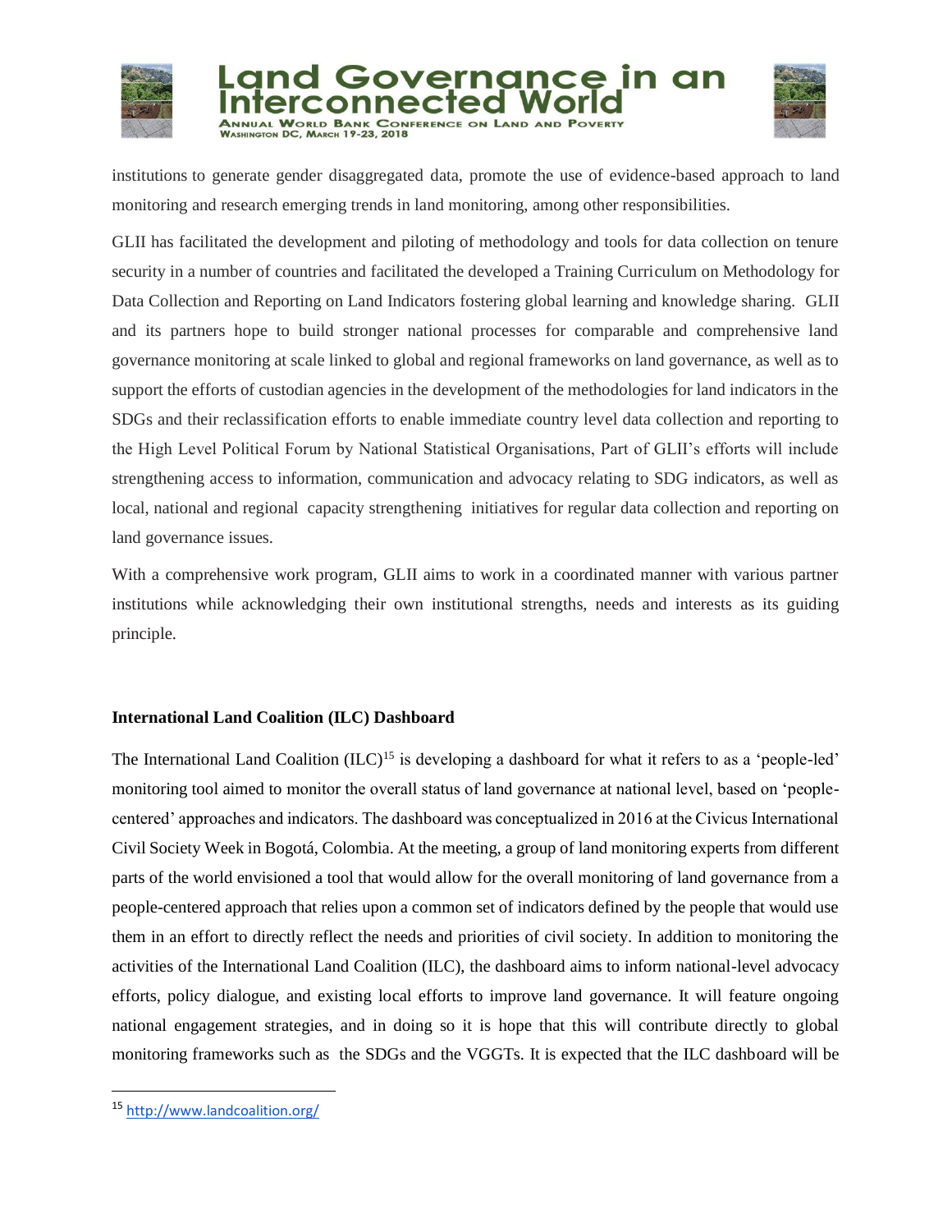institutions to generate gender disaggregated data, promote the use of evidence-based approach to land monitoring and research emerging trends in land monitoring, among other responsibilities.

GLII has facilitated the development and piloting of methodology and tools for data collection on tenure security in a number of countries and facilitated the developed a Training Curriculum on Methodology for Data Collection and Reporting on Land Indicators fostering global learning and knowledge sharing. GLII and its partners hope to build stronger national processes for comparable and comprehensive land governance monitoring at scale linked to global and regional frameworks on land governance, as well as to support the efforts of custodian agencies in the development of the methodologies for land indicators in the SDGs and their reclassification efforts to enable immediate country level data collection and reporting to the High Level Political Forum by National Statistical Organisations, Part of GLII's efforts will include strengthening access to information, communication and advocacy relating to SDG indicators, as well as local, national and regional capacity strengthening initiatives for regular data collection and reporting on land governance issues.

With a comprehensive work program, GLII aims to work in a coordinated manner with various partner institutions while acknowledging their own institutional strengths, needs and interests as its guiding principle.

**International Land Coalition (ILC) Dashboard**

The International Land Coalition (ILC)[15] is developing a dashboard for what it refers to as a 'people-led' monitoring tool aimed to monitor the overall status of land governance at national level, based on 'people-centered' approaches and indicators. The dashboard was conceptualized in 2016 at the Civicus International Civil Society Week in Bogotá, Colombia. At the meeting, a group of land monitoring experts from different parts of the world envisioned a tool that would allow for the overall monitoring of land governance from a people-centered approach that relies upon a common set of indicators defined by the people that would use them in an effort to directly reflect the needs and priorities of civil society. In addition to monitoring the activities of the International Land Coalition (ILC), the dashboard aims to inform national-level advocacy efforts, policy dialogue, and existing local efforts to improve land governance. It will feature ongoing national engagement strategies, and in doing so it is hope that this will contribute directly to global monitoring frameworks such as the SDGs and the VGGTs. It is expected that the ILC dashboard will be

[15] http://www.landcoalition.org/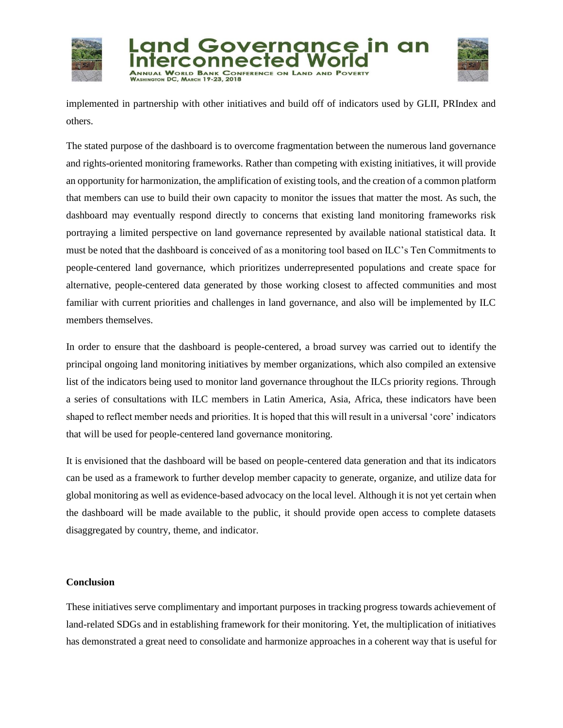implemented in partnership with other initiatives and build off of indicators used by GLII, PRIndex and others.

The stated purpose of the dashboard is to overcome fragmentation between the numerous land governance and rights-oriented monitoring frameworks. Rather than competing with existing initiatives, it will provide an opportunity for harmonization, the amplification of existing tools, and the creation of a common platform that members can use to build their own capacity to monitor the issues that matter the most. As such, the dashboard may eventually respond directly to concerns that existing land monitoring frameworks risk portraying a limited perspective on land governance represented by available national statistical data. It must be noted that the dashboard is conceived of as a monitoring tool based on ILC's Ten Commitments to people-centered land governance, which prioritizes underrepresented populations and create space for alternative, people-centered data generated by those working closest to affected communities and most familiar with current priorities and challenges in land governance, and also will be implemented by ILC members themselves.

In order to ensure that the dashboard is people-centered, a broad survey was carried out to identify the principal ongoing land monitoring initiatives by member organizations, which also compiled an extensive list of the indicators being used to monitor land governance throughout the ILCs priority regions. Through a series of consultations with ILC members in Latin America, Asia, Africa, these indicators have been shaped to reflect member needs and priorities. It is hoped that this will result in a universal 'core' indicators that will be used for people-centered land governance monitoring.

It is envisioned that the dashboard will be based on people-centered data generation and that its indicators can be used as a framework to further develop member capacity to generate, organize, and utilize data for global monitoring as well as evidence-based advocacy on the local level. Although it is not yet certain when the dashboard will be made available to the public, it should provide open access to complete datasets disaggregated by country, theme, and indicator.

**Conclusion**

These initiatives serve complimentary and important purposes in tracking progress towards achievement of land-related SDGs and in establishing framework for their monitoring. Yet, the multiplication of initiatives has demonstrated a great need to consolidate and harmonize approaches in a coherent way that is useful for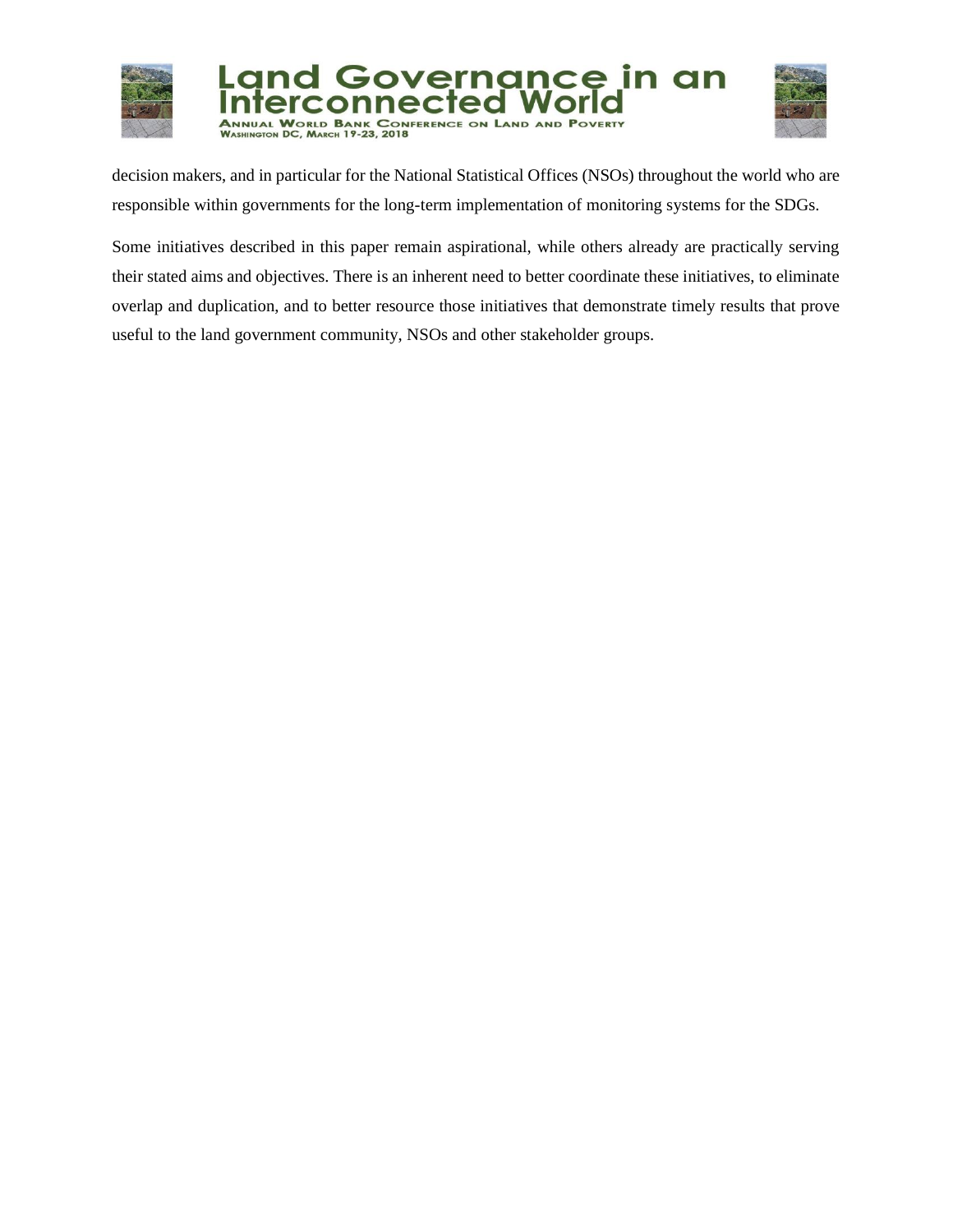decision makers, and in particular for the National Statistical Offices (NSOs) throughout the world who are responsible within governments for the long-term implementation of monitoring systems for the SDGs.

Some initiatives described in this paper remain aspirational, while others already are practically serving their stated aims and objectives. There is an inherent need to better coordinate these initiatives, to eliminate overlap and duplication, and to better resource those initiatives that demonstrate timely results that prove useful to the land government community, NSOs and other stakeholder groups.